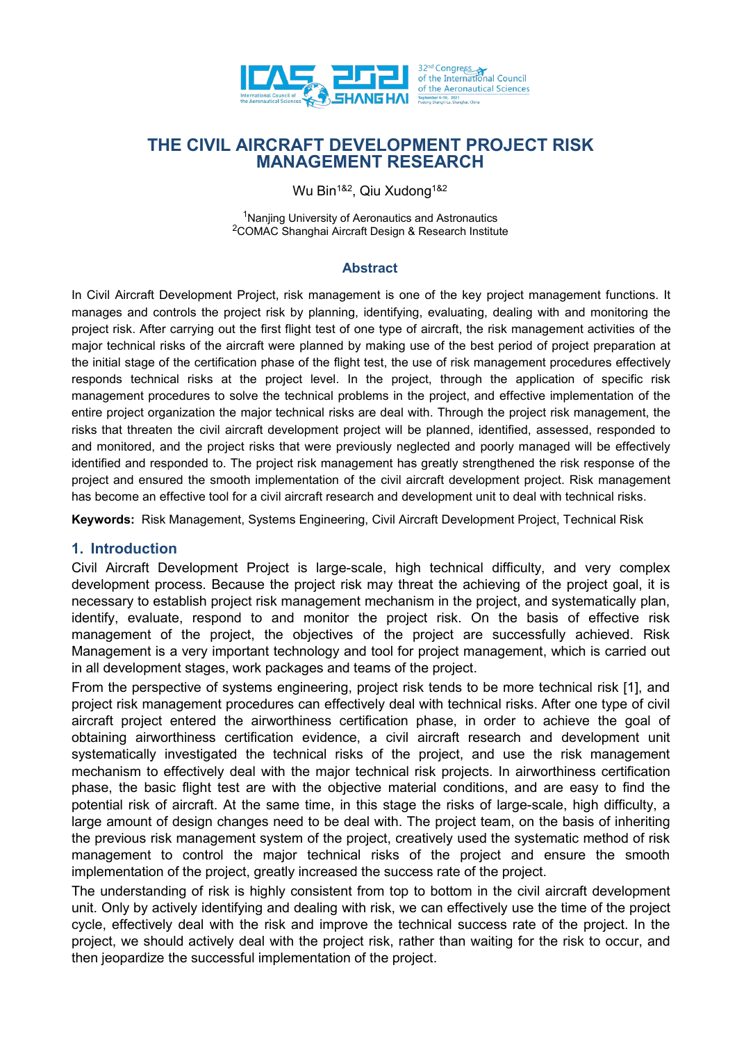# THE CIVIL AIRCRAFT DEVELOPMENT PROJECT RISK MANAGEMENT RESEARCH

Wu Bin[1&2], Qiu Xudong[1&2]

[1]Nanjing University of Aeronautics and Astronautics
[2]COMAC Shanghai Aircraft Design & Research Institute

## Abstract

In Civil Aircraft Development Project, risk management is one of the key project management functions. It manages and controls the project risk by planning, identifying, evaluating, dealing with and monitoring the project risk. After carrying out the first flight test of one type of aircraft, the risk management activities of the major technical risks of the aircraft were planned by making use of the best period of project preparation at the initial stage of the certification phase of the flight test, the use of risk management procedures effectively responds technical risks at the project level. In the project, through the application of specific risk management procedures to solve the technical problems in the project, and effective implementation of the entire project organization the major technical risks are deal with. Through the project risk management, the risks that threaten the civil aircraft development project will be planned, identified, assessed, responded to and monitored, and the project risks that were previously neglected and poorly managed will be effectively identified and responded to. The project risk management has greatly strengthened the risk response of the project and ensured the smooth implementation of the civil aircraft development project. Risk management has become an effective tool for a civil aircraft research and development unit to deal with technical risks.

**Keywords:** Risk Management, Systems Engineering, Civil Aircraft Development Project, Technical Risk

## 1. Introduction

Civil Aircraft Development Project is large-scale, high technical difficulty, and very complex development process. Because the project risk may threat the achieving of the project goal, it is necessary to establish project risk management mechanism in the project, and systematically plan, identify, evaluate, respond to and monitor the project risk. On the basis of effective risk management of the project, the objectives of the project are successfully achieved. Risk Management is a very important technology and tool for project management, which is carried out in all development stages, work packages and teams of the project.

From the perspective of systems engineering, project risk tends to be more technical risk [1], and project risk management procedures can effectively deal with technical risks. After one type of civil aircraft project entered the airworthiness certification phase, in order to achieve the goal of obtaining airworthiness certification evidence, a civil aircraft research and development unit systematically investigated the technical risks of the project, and use the risk management mechanism to effectively deal with the major technical risk projects. In airworthiness certification phase, the basic flight test are with the objective material conditions, and are easy to find the potential risk of aircraft. At the same time, in this stage the risks of large-scale, high difficulty, a large amount of design changes need to be deal with. The project team, on the basis of inheriting the previous risk management system of the project, creatively used the systematic method of risk management to control the major technical risks of the project and ensure the smooth implementation of the project, greatly increased the success rate of the project.

The understanding of risk is highly consistent from top to bottom in the civil aircraft development unit. Only by actively identifying and dealing with risk, we can effectively use the time of the project cycle, effectively deal with the risk and improve the technical success rate of the project. In the project, we should actively deal with the project risk, rather than waiting for the risk to occur, and then jeopardize the successful implementation of the project.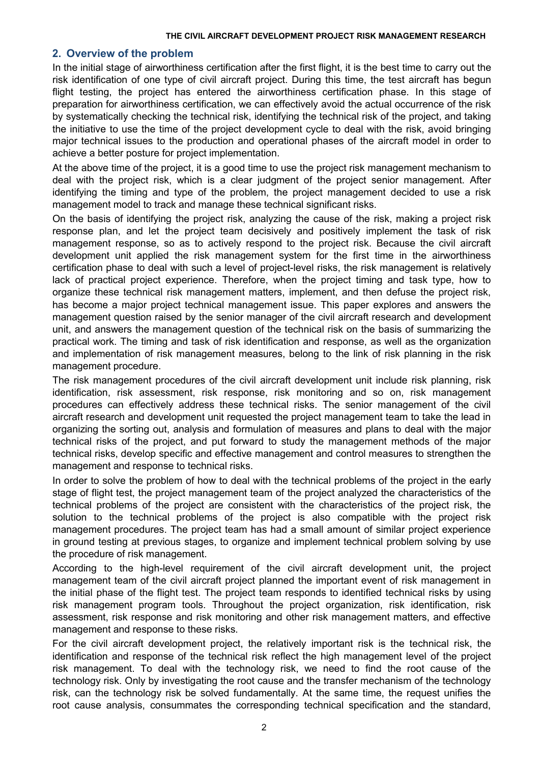## 2. Overview of the problem

In the initial stage of airworthiness certification after the first flight, it is the best time to carry out the risk identification of one type of civil aircraft project. During this time, the test aircraft has begun flight testing, the project has entered the airworthiness certification phase. In this stage of preparation for airworthiness certification, we can effectively avoid the actual occurrence of the risk by systematically checking the technical risk, identifying the technical risk of the project, and taking the initiative to use the time of the project development cycle to deal with the risk, avoid bringing major technical issues to the production and operational phases of the aircraft model in order to achieve a better posture for project implementation.

At the above time of the project, it is a good time to use the project risk management mechanism to deal with the project risk, which is a clear judgment of the project senior management. After identifying the timing and type of the problem, the project management decided to use a risk management model to track and manage these technical significant risks.

On the basis of identifying the project risk, analyzing the cause of the risk, making a project risk response plan, and let the project team decisively and positively implement the task of risk management response, so as to actively respond to the project risk. Because the civil aircraft development unit applied the risk management system for the first time in the airworthiness certification phase to deal with such a level of project-level risks, the risk management is relatively lack of practical project experience. Therefore, when the project timing and task type, how to organize these technical risk management matters, implement, and then defuse the project risk, has become a major project technical management issue. This paper explores and answers the management question raised by the senior manager of the civil aircraft research and development unit, and answers the management question of the technical risk on the basis of summarizing the practical work. The timing and task of risk identification and response, as well as the organization and implementation of risk management measures, belong to the link of risk planning in the risk management procedure.

The risk management procedures of the civil aircraft development unit include risk planning, risk identification, risk assessment, risk response, risk monitoring and so on, risk management procedures can effectively address these technical risks. The senior management of the civil aircraft research and development unit requested the project management team to take the lead in organizing the sorting out, analysis and formulation of measures and plans to deal with the major technical risks of the project, and put forward to study the management methods of the major technical risks, develop specific and effective management and control measures to strengthen the management and response to technical risks.

In order to solve the problem of how to deal with the technical problems of the project in the early stage of flight test, the project management team of the project analyzed the characteristics of the technical problems of the project are consistent with the characteristics of the project risk, the solution to the technical problems of the project is also compatible with the project risk management procedures. The project team has had a small amount of similar project experience in ground testing at previous stages, to organize and implement technical problem solving by use the procedure of risk management.

According to the high-level requirement of the civil aircraft development unit, the project management team of the civil aircraft project planned the important event of risk management in the initial phase of the flight test. The project team responds to identified technical risks by using risk management program tools. Throughout the project organization, risk identification, risk assessment, risk response and risk monitoring and other risk management matters, and effective management and response to these risks.

For the civil aircraft development project, the relatively important risk is the technical risk, the identification and response of the technical risk reflect the high management level of the project risk management. To deal with the technology risk, we need to find the root cause of the technology risk. Only by investigating the root cause and the transfer mechanism of the technology risk, can the technology risk be solved fundamentally. At the same time, the request unifies the root cause analysis, consummates the corresponding technical specification and the standard,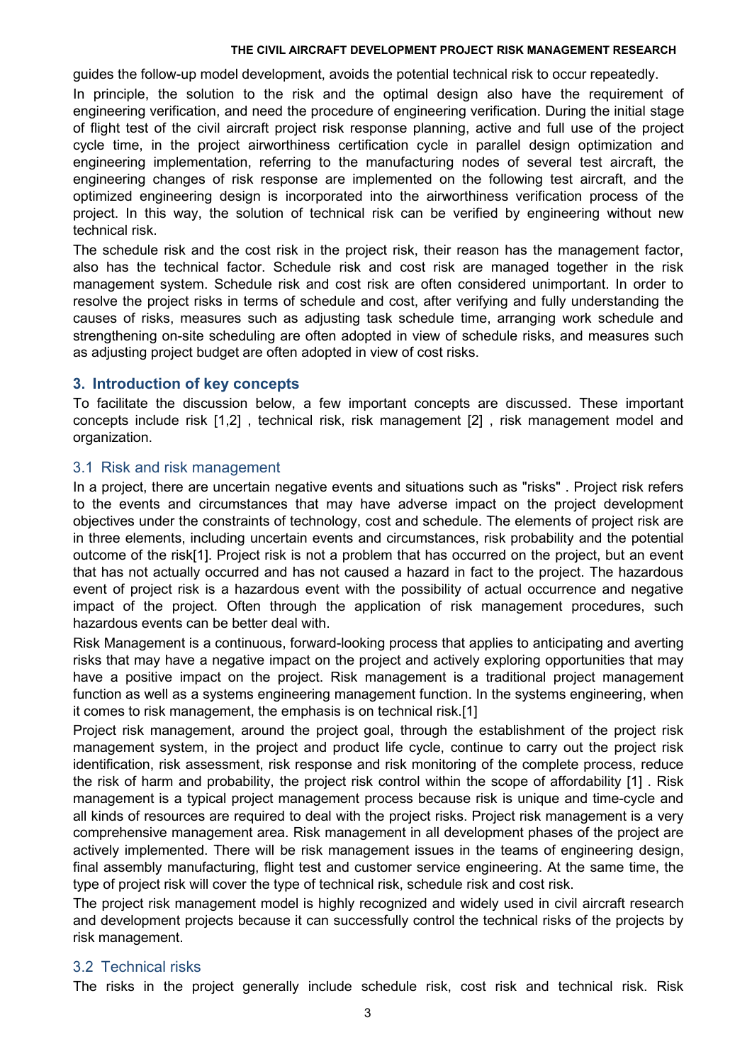guides the follow-up model development, avoids the potential technical risk to occur repeatedly.

In principle, the solution to the risk and the optimal design also have the requirement of engineering verification, and need the procedure of engineering verification. During the initial stage of flight test of the civil aircraft project risk response planning, active and full use of the project cycle time, in the project airworthiness certification cycle in parallel design optimization and engineering implementation, referring to the manufacturing nodes of several test aircraft, the engineering changes of risk response are implemented on the following test aircraft, and the optimized engineering design is incorporated into the airworthiness verification process of the project. In this way, the solution of technical risk can be verified by engineering without new technical risk.

The schedule risk and the cost risk in the project risk, their reason has the management factor, also has the technical factor. Schedule risk and cost risk are managed together in the risk management system. Schedule risk and cost risk are often considered unimportant. In order to resolve the project risks in terms of schedule and cost, after verifying and fully understanding the causes of risks, measures such as adjusting task schedule time, arranging work schedule and strengthening on-site scheduling are often adopted in view of schedule risks, and measures such as adjusting project budget are often adopted in view of cost risks.

## 3. Introduction of key concepts

To facilitate the discussion below, a few important concepts are discussed. These important concepts include risk [1,2] , technical risk, risk management [2] , risk management model and organization.

### 3.1 Risk and risk management

In a project, there are uncertain negative events and situations such as "risks" . Project risk refers to the events and circumstances that may have adverse impact on the project development objectives under the constraints of technology, cost and schedule. The elements of project risk are in three elements, including uncertain events and circumstances, risk probability and the potential outcome of the risk[1]. Project risk is not a problem that has occurred on the project, but an event that has not actually occurred and has not caused a hazard in fact to the project. The hazardous event of project risk is a hazardous event with the possibility of actual occurrence and negative impact of the project. Often through the application of risk management procedures, such hazardous events can be better deal with.

Risk Management is a continuous, forward-looking process that applies to anticipating and averting risks that may have a negative impact on the project and actively exploring opportunities that may have a positive impact on the project. Risk management is a traditional project management function as well as a systems engineering management function. In the systems engineering, when it comes to risk management, the emphasis is on technical risk.[1]

Project risk management, around the project goal, through the establishment of the project risk management system, in the project and product life cycle, continue to carry out the project risk identification, risk assessment, risk response and risk monitoring of the complete process, reduce the risk of harm and probability, the project risk control within the scope of affordability [1] . Risk management is a typical project management process because risk is unique and time-cycle and all kinds of resources are required to deal with the project risks. Project risk management is a very comprehensive management area. Risk management in all development phases of the project are actively implemented. There will be risk management issues in the teams of engineering design, final assembly manufacturing, flight test and customer service engineering. At the same time, the type of project risk will cover the type of technical risk, schedule risk and cost risk.

The project risk management model is highly recognized and widely used in civil aircraft research and development projects because it can successfully control the technical risks of the projects by risk management.

### 3.2 Technical risks

The risks in the project generally include schedule risk, cost risk and technical risk. Risk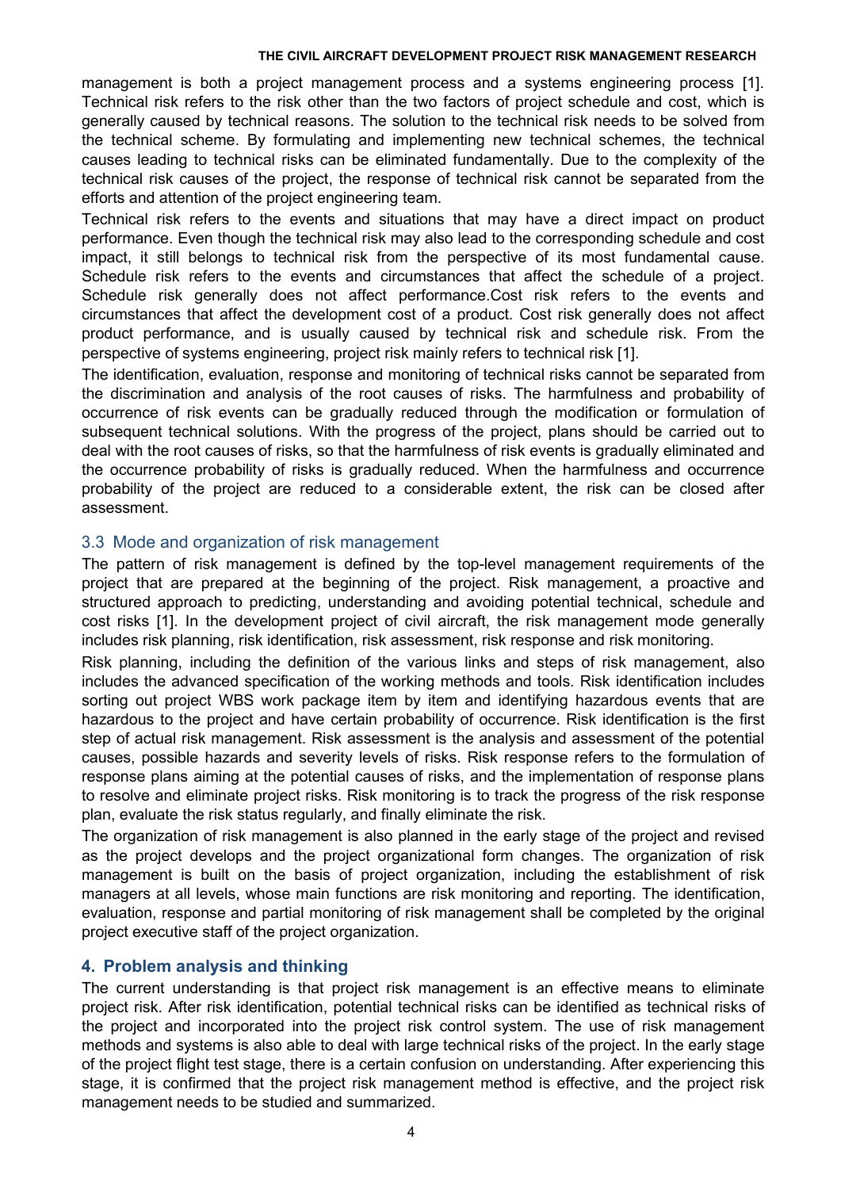management is both a project management process and a systems engineering process [1]. Technical risk refers to the risk other than the two factors of project schedule and cost, which is generally caused by technical reasons. The solution to the technical risk needs to be solved from the technical scheme. By formulating and implementing new technical schemes, the technical causes leading to technical risks can be eliminated fundamentally. Due to the complexity of the technical risk causes of the project, the response of technical risk cannot be separated from the efforts and attention of the project engineering team.

Technical risk refers to the events and situations that may have a direct impact on product performance. Even though the technical risk may also lead to the corresponding schedule and cost impact, it still belongs to technical risk from the perspective of its most fundamental cause. Schedule risk refers to the events and circumstances that affect the schedule of a project. Schedule risk generally does not affect performance.Cost risk refers to the events and circumstances that affect the development cost of a product. Cost risk generally does not affect product performance, and is usually caused by technical risk and schedule risk. From the perspective of systems engineering, project risk mainly refers to technical risk [1].

The identification, evaluation, response and monitoring of technical risks cannot be separated from the discrimination and analysis of the root causes of risks. The harmfulness and probability of occurrence of risk events can be gradually reduced through the modification or formulation of subsequent technical solutions. With the progress of the project, plans should be carried out to deal with the root causes of risks, so that the harmfulness of risk events is gradually eliminated and the occurrence probability of risks is gradually reduced. When the harmfulness and occurrence probability of the project are reduced to a considerable extent, the risk can be closed after assessment.

### 3.3 Mode and organization of risk management

The pattern of risk management is defined by the top-level management requirements of the project that are prepared at the beginning of the project. Risk management, a proactive and structured approach to predicting, understanding and avoiding potential technical, schedule and cost risks [1]. In the development project of civil aircraft, the risk management mode generally includes risk planning, risk identification, risk assessment, risk response and risk monitoring.

Risk planning, including the definition of the various links and steps of risk management, also includes the advanced specification of the working methods and tools. Risk identification includes sorting out project WBS work package item by item and identifying hazardous events that are hazardous to the project and have certain probability of occurrence. Risk identification is the first step of actual risk management. Risk assessment is the analysis and assessment of the potential causes, possible hazards and severity levels of risks. Risk response refers to the formulation of response plans aiming at the potential causes of risks, and the implementation of response plans to resolve and eliminate project risks. Risk monitoring is to track the progress of the risk response plan, evaluate the risk status regularly, and finally eliminate the risk.

The organization of risk management is also planned in the early stage of the project and revised as the project develops and the project organizational form changes. The organization of risk management is built on the basis of project organization, including the establishment of risk managers at all levels, whose main functions are risk monitoring and reporting. The identification, evaluation, response and partial monitoring of risk management shall be completed by the original project executive staff of the project organization.

## 4. Problem analysis and thinking

The current understanding is that project risk management is an effective means to eliminate project risk. After risk identification, potential technical risks can be identified as technical risks of the project and incorporated into the project risk control system. The use of risk management methods and systems is also able to deal with large technical risks of the project. In the early stage of the project flight test stage, there is a certain confusion on understanding. After experiencing this stage, it is confirmed that the project risk management method is effective, and the project risk management needs to be studied and summarized.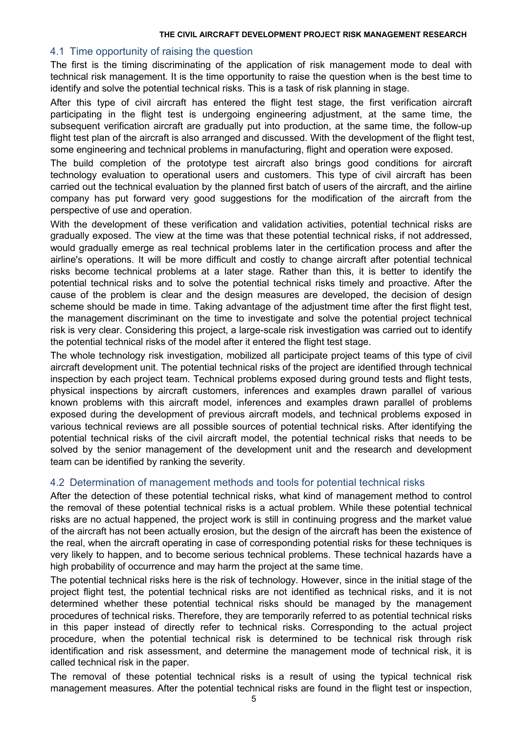## 4.1 Time opportunity of raising the question

The first is the timing discriminating of the application of risk management mode to deal with technical risk management. It is the time opportunity to raise the question when is the best time to identify and solve the potential technical risks. This is a task of risk planning in stage.

After this type of civil aircraft has entered the flight test stage, the first verification aircraft participating in the flight test is undergoing engineering adjustment, at the same time, the subsequent verification aircraft are gradually put into production, at the same time, the follow-up flight test plan of the aircraft is also arranged and discussed. With the development of the flight test, some engineering and technical problems in manufacturing, flight and operation were exposed.

The build completion of the prototype test aircraft also brings good conditions for aircraft technology evaluation to operational users and customers. This type of civil aircraft has been carried out the technical evaluation by the planned first batch of users of the aircraft, and the airline company has put forward very good suggestions for the modification of the aircraft from the perspective of use and operation.

With the development of these verification and validation activities, potential technical risks are gradually exposed. The view at the time was that these potential technical risks, if not addressed, would gradually emerge as real technical problems later in the certification process and after the airline's operations. It will be more difficult and costly to change aircraft after potential technical risks become technical problems at a later stage. Rather than this, it is better to identify the potential technical risks and to solve the potential technical risks timely and proactive. After the cause of the problem is clear and the design measures are developed, the decision of design scheme should be made in time. Taking advantage of the adjustment time after the first flight test, the management discriminant on the time to investigate and solve the potential project technical risk is very clear. Considering this project, a large-scale risk investigation was carried out to identify the potential technical risks of the model after it entered the flight test stage.

The whole technology risk investigation, mobilized all participate project teams of this type of civil aircraft development unit. The potential technical risks of the project are identified through technical inspection by each project team. Technical problems exposed during ground tests and flight tests, physical inspections by aircraft customers, inferences and examples drawn parallel of various known problems with this aircraft model, inferences and examples drawn parallel of problems exposed during the development of previous aircraft models, and technical problems exposed in various technical reviews are all possible sources of potential technical risks. After identifying the potential technical risks of the civil aircraft model, the potential technical risks that needs to be solved by the senior management of the development unit and the research and development team can be identified by ranking the severity.

## 4.2 Determination of management methods and tools for potential technical risks

After the detection of these potential technical risks, what kind of management method to control the removal of these potential technical risks is a actual problem. While these potential technical risks are no actual happened, the project work is still in continuing progress and the market value of the aircraft has not been actually erosion, but the design of the aircraft has been the existence of the real, when the aircraft operating in case of corresponding potential risks for these techniques is very likely to happen, and to become serious technical problems. These technical hazards have a high probability of occurrence and may harm the project at the same time.

The potential technical risks here is the risk of technology. However, since in the initial stage of the project flight test, the potential technical risks are not identified as technical risks, and it is not determined whether these potential technical risks should be managed by the management procedures of technical risks. Therefore, they are temporarily referred to as potential technical risks in this paper instead of directly refer to technical risks. Corresponding to the actual project procedure, when the potential technical risk is determined to be technical risk through risk identification and risk assessment, and determine the management mode of technical risk, it is called technical risk in the paper.

The removal of these potential technical risks is a result of using the typical technical risk management measures. After the potential technical risks are found in the flight test or inspection,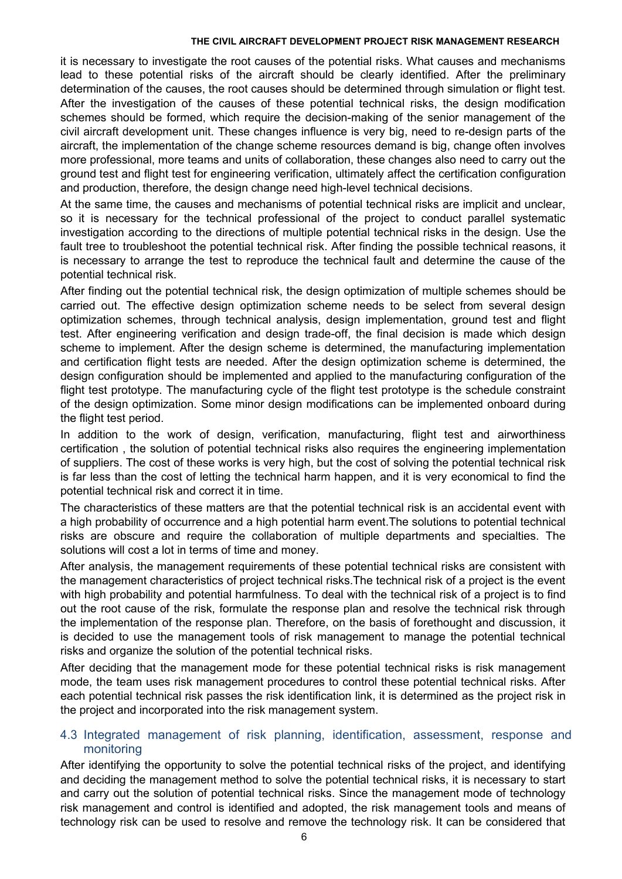it is necessary to investigate the root causes of the potential risks. What causes and mechanisms lead to these potential risks of the aircraft should be clearly identified. After the preliminary determination of the causes, the root causes should be determined through simulation or flight test. After the investigation of the causes of these potential technical risks, the design modification schemes should be formed, which require the decision-making of the senior management of the civil aircraft development unit. These changes influence is very big, need to re-design parts of the aircraft, the implementation of the change scheme resources demand is big, change often involves more professional, more teams and units of collaboration, these changes also need to carry out the ground test and flight test for engineering verification, ultimately affect the certification configuration and production, therefore, the design change need high-level technical decisions.

At the same time, the causes and mechanisms of potential technical risks are implicit and unclear, so it is necessary for the technical professional of the project to conduct parallel systematic investigation according to the directions of multiple potential technical risks in the design. Use the fault tree to troubleshoot the potential technical risk. After finding the possible technical reasons, it is necessary to arrange the test to reproduce the technical fault and determine the cause of the potential technical risk.

After finding out the potential technical risk, the design optimization of multiple schemes should be carried out. The effective design optimization scheme needs to be select from several design optimization schemes, through technical analysis, design implementation, ground test and flight test. After engineering verification and design trade-off, the final decision is made which design scheme to implement. After the design scheme is determined, the manufacturing implementation and certification flight tests are needed. After the design optimization scheme is determined, the design configuration should be implemented and applied to the manufacturing configuration of the flight test prototype. The manufacturing cycle of the flight test prototype is the schedule constraint of the design optimization. Some minor design modifications can be implemented onboard during the flight test period.

In addition to the work of design, verification, manufacturing, flight test and airworthiness certification , the solution of potential technical risks also requires the engineering implementation of suppliers. The cost of these works is very high, but the cost of solving the potential technical risk is far less than the cost of letting the technical harm happen, and it is very economical to find the potential technical risk and correct it in time.

The characteristics of these matters are that the potential technical risk is an accidental event with a high probability of occurrence and a high potential harm event.The solutions to potential technical risks are obscure and require the collaboration of multiple departments and specialties. The solutions will cost a lot in terms of time and money.

After analysis, the management requirements of these potential technical risks are consistent with the management characteristics of project technical risks.The technical risk of a project is the event with high probability and potential harmfulness. To deal with the technical risk of a project is to find out the root cause of the risk, formulate the response plan and resolve the technical risk through the implementation of the response plan. Therefore, on the basis of forethought and discussion, it is decided to use the management tools of risk management to manage the potential technical risks and organize the solution of the potential technical risks.

After deciding that the management mode for these potential technical risks is risk management mode, the team uses risk management procedures to control these potential technical risks. After each potential technical risk passes the risk identification link, it is determined as the project risk in the project and incorporated into the risk management system.

## 4.3 Integrated management of risk planning, identification, assessment, response and monitoring

After identifying the opportunity to solve the potential technical risks of the project, and identifying and deciding the management method to solve the potential technical risks, it is necessary to start and carry out the solution of potential technical risks. Since the management mode of technology risk management and control is identified and adopted, the risk management tools and means of technology risk can be used to resolve and remove the technology risk. It can be considered that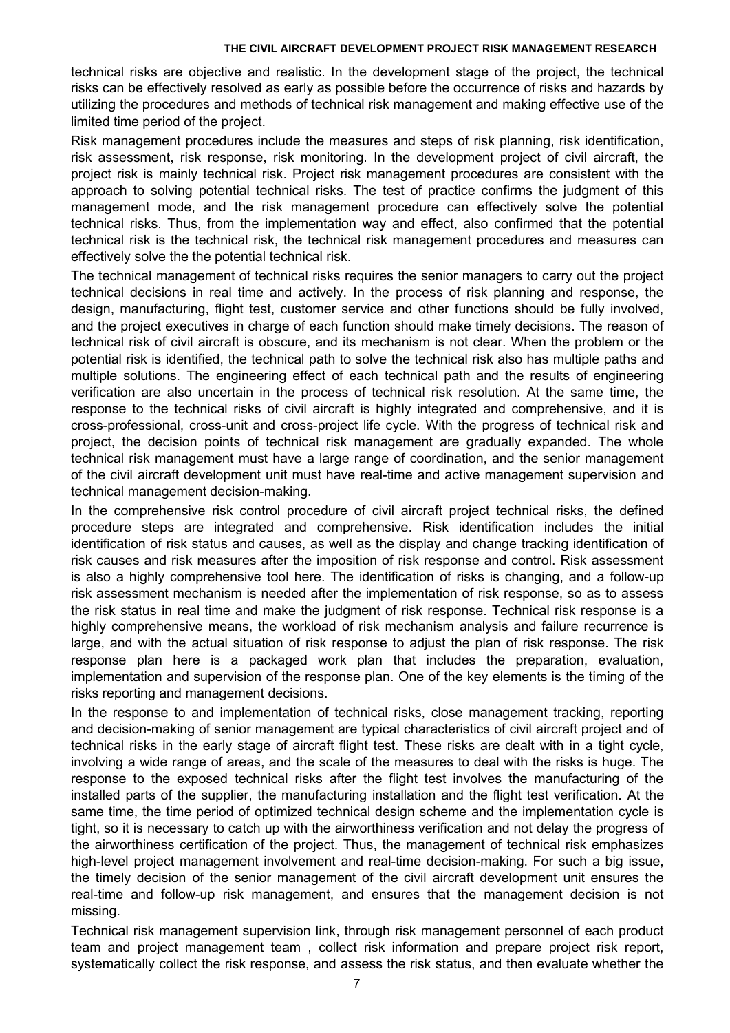technical risks are objective and realistic. In the development stage of the project, the technical risks can be effectively resolved as early as possible before the occurrence of risks and hazards by utilizing the procedures and methods of technical risk management and making effective use of the limited time period of the project.

Risk management procedures include the measures and steps of risk planning, risk identification, risk assessment, risk response, risk monitoring. In the development project of civil aircraft, the project risk is mainly technical risk. Project risk management procedures are consistent with the approach to solving potential technical risks. The test of practice confirms the judgment of this management mode, and the risk management procedure can effectively solve the potential technical risks. Thus, from the implementation way and effect, also confirmed that the potential technical risk is the technical risk, the technical risk management procedures and measures can effectively solve the the potential technical risk.

The technical management of technical risks requires the senior managers to carry out the project technical decisions in real time and actively. In the process of risk planning and response, the design, manufacturing, flight test, customer service and other functions should be fully involved, and the project executives in charge of each function should make timely decisions. The reason of technical risk of civil aircraft is obscure, and its mechanism is not clear. When the problem or the potential risk is identified, the technical path to solve the technical risk also has multiple paths and multiple solutions. The engineering effect of each technical path and the results of engineering verification are also uncertain in the process of technical risk resolution. At the same time, the response to the technical risks of civil aircraft is highly integrated and comprehensive, and it is cross-professional, cross-unit and cross-project life cycle. With the progress of technical risk and project, the decision points of technical risk management are gradually expanded. The whole technical risk management must have a large range of coordination, and the senior management of the civil aircraft development unit must have real-time and active management supervision and technical management decision-making.

In the comprehensive risk control procedure of civil aircraft project technical risks, the defined procedure steps are integrated and comprehensive. Risk identification includes the initial identification of risk status and causes, as well as the display and change tracking identification of risk causes and risk measures after the imposition of risk response and control. Risk assessment is also a highly comprehensive tool here. The identification of risks is changing, and a follow-up risk assessment mechanism is needed after the implementation of risk response, so as to assess the risk status in real time and make the judgment of risk response. Technical risk response is a highly comprehensive means, the workload of risk mechanism analysis and failure recurrence is large, and with the actual situation of risk response to adjust the plan of risk response. The risk response plan here is a packaged work plan that includes the preparation, evaluation, implementation and supervision of the response plan. One of the key elements is the timing of the risks reporting and management decisions.

In the response to and implementation of technical risks, close management tracking, reporting and decision-making of senior management are typical characteristics of civil aircraft project and of technical risks in the early stage of aircraft flight test. These risks are dealt with in a tight cycle, involving a wide range of areas, and the scale of the measures to deal with the risks is huge. The response to the exposed technical risks after the flight test involves the manufacturing of the installed parts of the supplier, the manufacturing installation and the flight test verification. At the same time, the time period of optimized technical design scheme and the implementation cycle is tight, so it is necessary to catch up with the airworthiness verification and not delay the progress of the airworthiness certification of the project. Thus, the management of technical risk emphasizes high-level project management involvement and real-time decision-making. For such a big issue, the timely decision of the senior management of the civil aircraft development unit ensures the real-time and follow-up risk management, and ensures that the management decision is not missing.

Technical risk management supervision link, through risk management personnel of each product team and project management team , collect risk information and prepare project risk report, systematically collect the risk response, and assess the risk status, and then evaluate whether the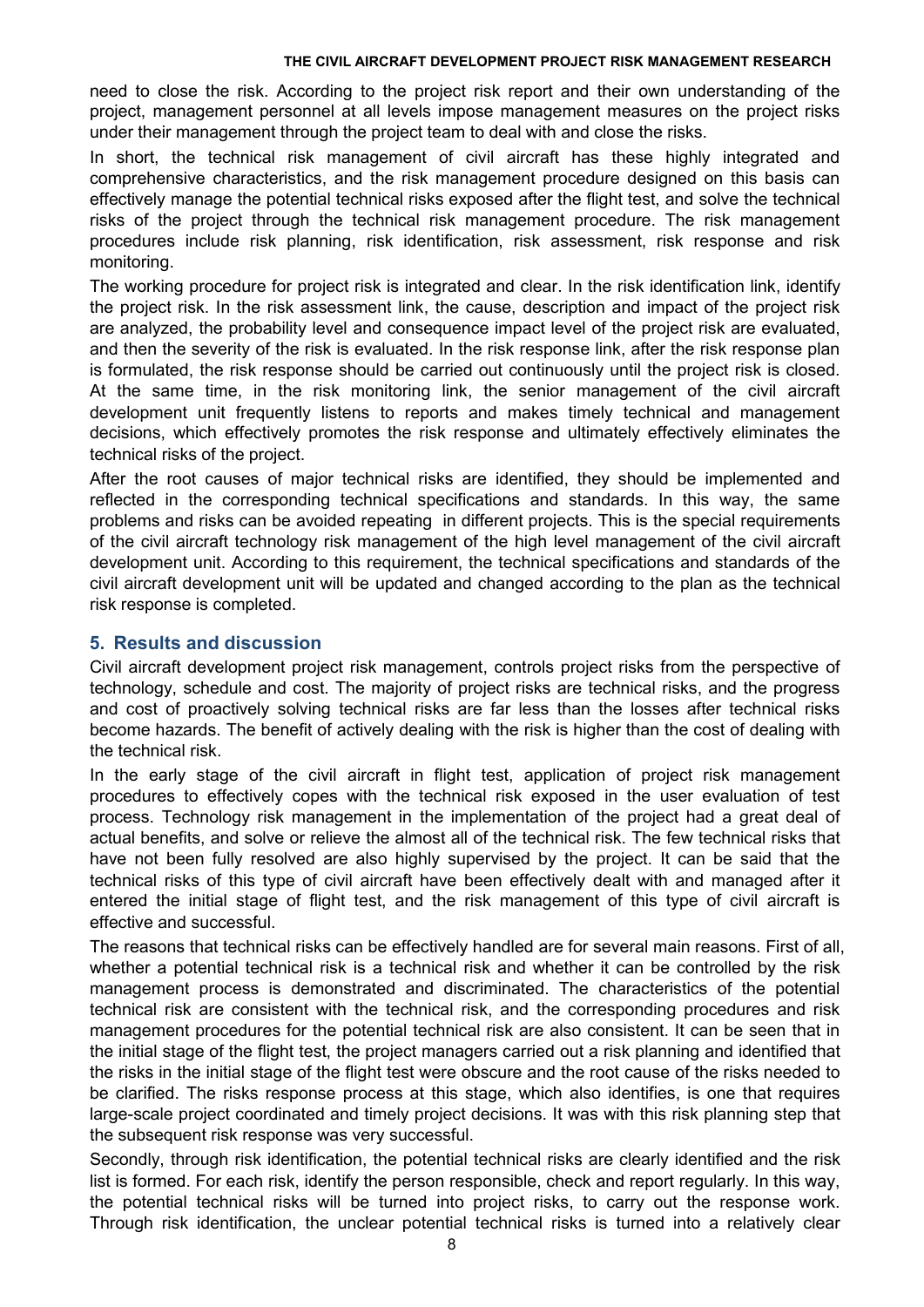need to close the risk. According to the project risk report and their own understanding of the project, management personnel at all levels impose management measures on the project risks under their management through the project team to deal with and close the risks.

In short, the technical risk management of civil aircraft has these highly integrated and comprehensive characteristics, and the risk management procedure designed on this basis can effectively manage the potential technical risks exposed after the flight test, and solve the technical risks of the project through the technical risk management procedure. The risk management procedures include risk planning, risk identification, risk assessment, risk response and risk monitoring.

The working procedure for project risk is integrated and clear. In the risk identification link, identify the project risk. In the risk assessment link, the cause, description and impact of the project risk are analyzed, the probability level and consequence impact level of the project risk are evaluated, and then the severity of the risk is evaluated. In the risk response link, after the risk response plan is formulated, the risk response should be carried out continuously until the project risk is closed. At the same time, in the risk monitoring link, the senior management of the civil aircraft development unit frequently listens to reports and makes timely technical and management decisions, which effectively promotes the risk response and ultimately effectively eliminates the technical risks of the project.

After the root causes of major technical risks are identified, they should be implemented and reflected in the corresponding technical specifications and standards. In this way, the same problems and risks can be avoided repeating in different projects. This is the special requirements of the civil aircraft technology risk management of the high level management of the civil aircraft development unit. According to this requirement, the technical specifications and standards of the civil aircraft development unit will be updated and changed according to the plan as the technical risk response is completed.

## 5. Results and discussion

Civil aircraft development project risk management, controls project risks from the perspective of technology, schedule and cost. The majority of project risks are technical risks, and the progress and cost of proactively solving technical risks are far less than the losses after technical risks become hazards. The benefit of actively dealing with the risk is higher than the cost of dealing with the technical risk.

In the early stage of the civil aircraft in flight test, application of project risk management procedures to effectively copes with the technical risk exposed in the user evaluation of test process. Technology risk management in the implementation of the project had a great deal of actual benefits, and solve or relieve the almost all of the technical risk. The few technical risks that have not been fully resolved are also highly supervised by the project. It can be said that the technical risks of this type of civil aircraft have been effectively dealt with and managed after it entered the initial stage of flight test, and the risk management of this type of civil aircraft is effective and successful.

The reasons that technical risks can be effectively handled are for several main reasons. First of all, whether a potential technical risk is a technical risk and whether it can be controlled by the risk management process is demonstrated and discriminated. The characteristics of the potential technical risk are consistent with the technical risk, and the corresponding procedures and risk management procedures for the potential technical risk are also consistent. It can be seen that in the initial stage of the flight test, the project managers carried out a risk planning and identified that the risks in the initial stage of the flight test were obscure and the root cause of the risks needed to be clarified. The risks response process at this stage, which also identifies, is one that requires large-scale project coordinated and timely project decisions. It was with this risk planning step that the subsequent risk response was very successful.

Secondly, through risk identification, the potential technical risks are clearly identified and the risk list is formed. For each risk, identify the person responsible, check and report regularly. In this way, the potential technical risks will be turned into project risks, to carry out the response work. Through risk identification, the unclear potential technical risks is turned into a relatively clear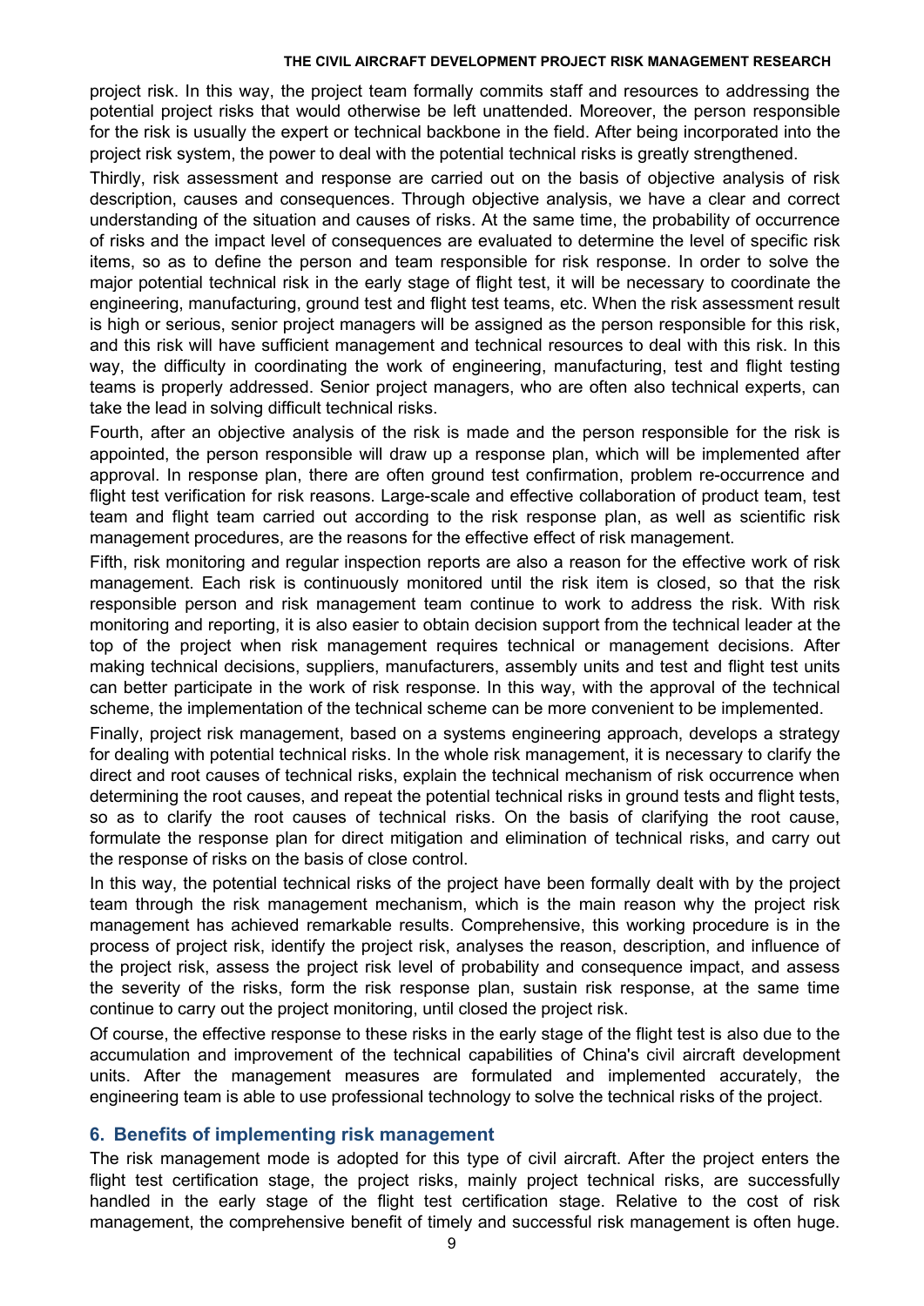project risk. In this way, the project team formally commits staff and resources to addressing the potential project risks that would otherwise be left unattended. Moreover, the person responsible for the risk is usually the expert or technical backbone in the field. After being incorporated into the project risk system, the power to deal with the potential technical risks is greatly strengthened.

Thirdly, risk assessment and response are carried out on the basis of objective analysis of risk description, causes and consequences. Through objective analysis, we have a clear and correct understanding of the situation and causes of risks. At the same time, the probability of occurrence of risks and the impact level of consequences are evaluated to determine the level of specific risk items, so as to define the person and team responsible for risk response. In order to solve the major potential technical risk in the early stage of flight test, it will be necessary to coordinate the engineering, manufacturing, ground test and flight test teams, etc. When the risk assessment result is high or serious, senior project managers will be assigned as the person responsible for this risk, and this risk will have sufficient management and technical resources to deal with this risk. In this way, the difficulty in coordinating the work of engineering, manufacturing, test and flight testing teams is properly addressed. Senior project managers, who are often also technical experts, can take the lead in solving difficult technical risks.

Fourth, after an objective analysis of the risk is made and the person responsible for the risk is appointed, the person responsible will draw up a response plan, which will be implemented after approval. In response plan, there are often ground test confirmation, problem re-occurrence and flight test verification for risk reasons. Large-scale and effective collaboration of product team, test team and flight team carried out according to the risk response plan, as well as scientific risk management procedures, are the reasons for the effective effect of risk management.

Fifth, risk monitoring and regular inspection reports are also a reason for the effective work of risk management. Each risk is continuously monitored until the risk item is closed, so that the risk responsible person and risk management team continue to work to address the risk. With risk monitoring and reporting, it is also easier to obtain decision support from the technical leader at the top of the project when risk management requires technical or management decisions. After making technical decisions, suppliers, manufacturers, assembly units and test and flight test units can better participate in the work of risk response. In this way, with the approval of the technical scheme, the implementation of the technical scheme can be more convenient to be implemented.

Finally, project risk management, based on a systems engineering approach, develops a strategy for dealing with potential technical risks. In the whole risk management, it is necessary to clarify the direct and root causes of technical risks, explain the technical mechanism of risk occurrence when determining the root causes, and repeat the potential technical risks in ground tests and flight tests, so as to clarify the root causes of technical risks. On the basis of clarifying the root cause, formulate the response plan for direct mitigation and elimination of technical risks, and carry out the response of risks on the basis of close control.

In this way, the potential technical risks of the project have been formally dealt with by the project team through the risk management mechanism, which is the main reason why the project risk management has achieved remarkable results. Comprehensive, this working procedure is in the process of project risk, identify the project risk, analyses the reason, description, and influence of the project risk, assess the project risk level of probability and consequence impact, and assess the severity of the risks, form the risk response plan, sustain risk response, at the same time continue to carry out the project monitoring, until closed the project risk.

Of course, the effective response to these risks in the early stage of the flight test is also due to the accumulation and improvement of the technical capabilities of China's civil aircraft development units. After the management measures are formulated and implemented accurately, the engineering team is able to use professional technology to solve the technical risks of the project.

## 6. Benefits of implementing risk management

The risk management mode is adopted for this type of civil aircraft. After the project enters the flight test certification stage, the project risks, mainly project technical risks, are successfully handled in the early stage of the flight test certification stage. Relative to the cost of risk management, the comprehensive benefit of timely and successful risk management is often huge.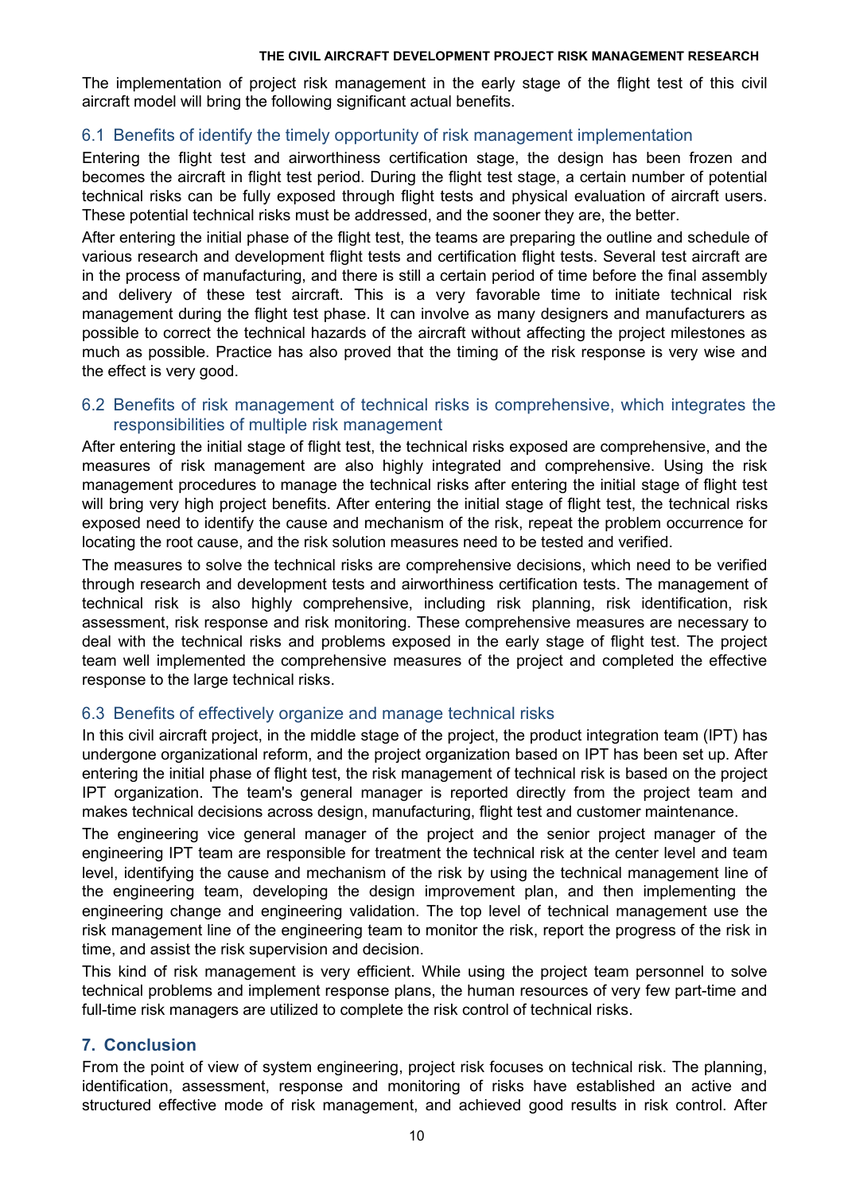The implementation of project risk management in the early stage of the flight test of this civil aircraft model will bring the following significant actual benefits.

### 6.1 Benefits of identify the timely opportunity of risk management implementation

Entering the flight test and airworthiness certification stage, the design has been frozen and becomes the aircraft in flight test period. During the flight test stage, a certain number of potential technical risks can be fully exposed through flight tests and physical evaluation of aircraft users. These potential technical risks must be addressed, and the sooner they are, the better.

After entering the initial phase of the flight test, the teams are preparing the outline and schedule of various research and development flight tests and certification flight tests. Several test aircraft are in the process of manufacturing, and there is still a certain period of time before the final assembly and delivery of these test aircraft. This is a very favorable time to initiate technical risk management during the flight test phase. It can involve as many designers and manufacturers as possible to correct the technical hazards of the aircraft without affecting the project milestones as much as possible. Practice has also proved that the timing of the risk response is very wise and the effect is very good.

### 6.2 Benefits of risk management of technical risks is comprehensive, which integrates the responsibilities of multiple risk management

After entering the initial stage of flight test, the technical risks exposed are comprehensive, and the measures of risk management are also highly integrated and comprehensive. Using the risk management procedures to manage the technical risks after entering the initial stage of flight test will bring very high project benefits. After entering the initial stage of flight test, the technical risks exposed need to identify the cause and mechanism of the risk, repeat the problem occurrence for locating the root cause, and the risk solution measures need to be tested and verified.

The measures to solve the technical risks are comprehensive decisions, which need to be verified through research and development tests and airworthiness certification tests. The management of technical risk is also highly comprehensive, including risk planning, risk identification, risk assessment, risk response and risk monitoring. These comprehensive measures are necessary to deal with the technical risks and problems exposed in the early stage of flight test. The project team well implemented the comprehensive measures of the project and completed the effective response to the large technical risks.

### 6.3 Benefits of effectively organize and manage technical risks

In this civil aircraft project, in the middle stage of the project, the product integration team (IPT) has undergone organizational reform, and the project organization based on IPT has been set up. After entering the initial phase of flight test, the risk management of technical risk is based on the project IPT organization. The team's general manager is reported directly from the project team and makes technical decisions across design, manufacturing, flight test and customer maintenance.

The engineering vice general manager of the project and the senior project manager of the engineering IPT team are responsible for treatment the technical risk at the center level and team level, identifying the cause and mechanism of the risk by using the technical management line of the engineering team, developing the design improvement plan, and then implementing the engineering change and engineering validation. The top level of technical management use the risk management line of the engineering team to monitor the risk, report the progress of the risk in time, and assist the risk supervision and decision.

This kind of risk management is very efficient. While using the project team personnel to solve technical problems and implement response plans, the human resources of very few part-time and full-time risk managers are utilized to complete the risk control of technical risks.

## 7. Conclusion

From the point of view of system engineering, project risk focuses on technical risk. The planning, identification, assessment, response and monitoring of risks have established an active and structured effective mode of risk management, and achieved good results in risk control. After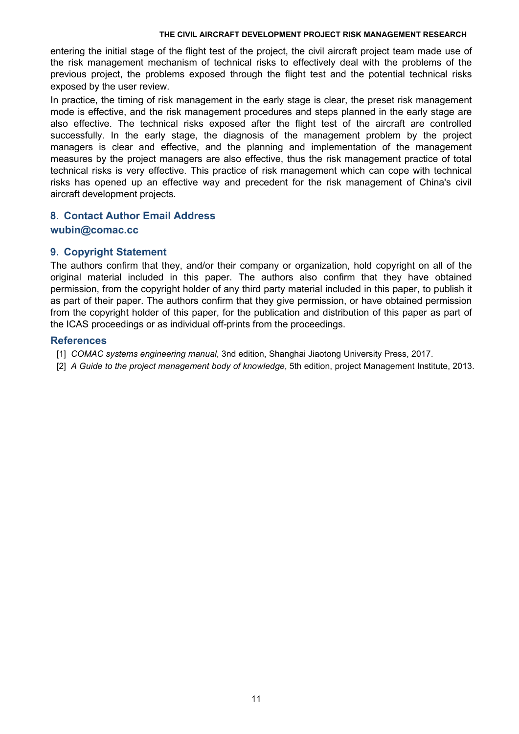entering the initial stage of the flight test of the project, the civil aircraft project team made use of the risk management mechanism of technical risks to effectively deal with the problems of the previous project, the problems exposed through the flight test and the potential technical risks exposed by the user review.

In practice, the timing of risk management in the early stage is clear, the preset risk management mode is effective, and the risk management procedures and steps planned in the early stage are also effective. The technical risks exposed after the flight test of the aircraft are controlled successfully. In the early stage, the diagnosis of the management problem by the project managers is clear and effective, and the planning and implementation of the management measures by the project managers are also effective, thus the risk management practice of total technical risks is very effective. This practice of risk management which can cope with technical risks has opened up an effective way and precedent for the risk management of China's civil aircraft development projects.

## 8. Contact Author Email Address

**wubin@comac.cc**

## 9. Copyright Statement

The authors confirm that they, and/or their company or organization, hold copyright on all of the original material included in this paper. The authors also confirm that they have obtained permission, from the copyright holder of any third party material included in this paper, to publish it as part of their paper. The authors confirm that they give permission, or have obtained permission from the copyright holder of this paper, for the publication and distribution of this paper as part of the ICAS proceedings or as individual off-prints from the proceedings.

## References

[1] *COMAC systems engineering manual*, 3nd edition, Shanghai Jiaotong University Press, 2017.

[2] *A Guide to the project management body of knowledge*, 5th edition, project Management Institute, 2013.